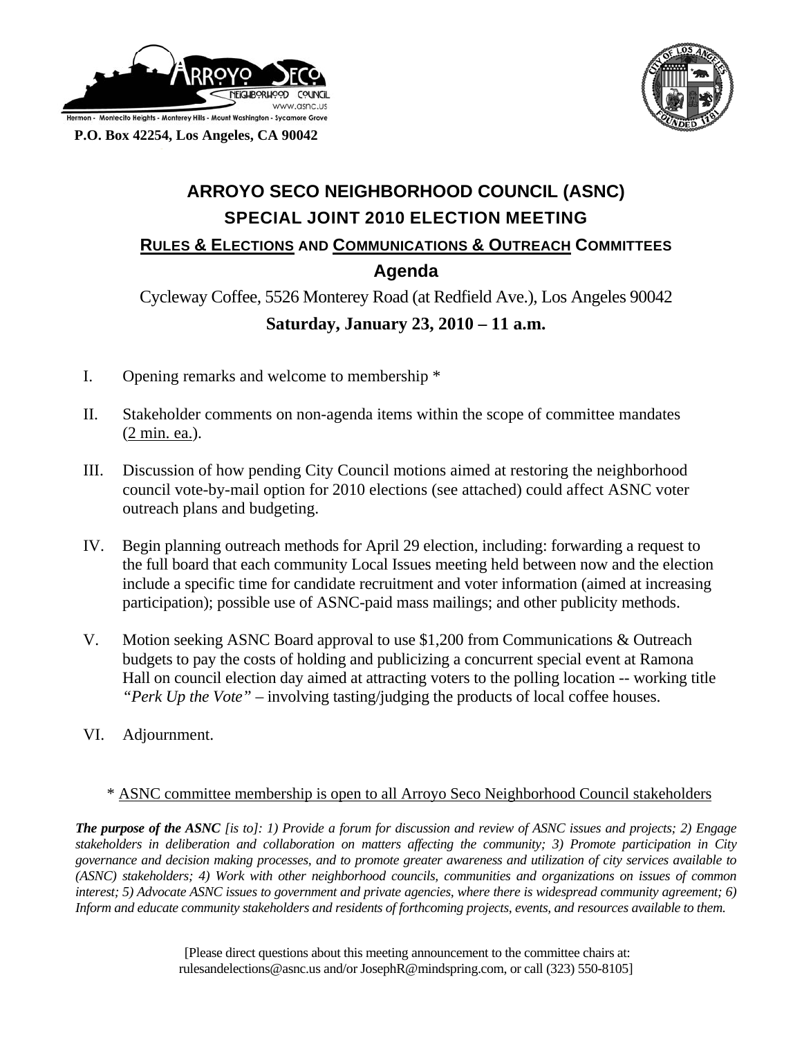Hermon - Montecito Heights - Monterey Hills - Mount Washington - Sycamore Grove

**P.O. Box 42254, Los Angeles, CA 90042**

# ARROYO SECO NEIGHBORHOOD COUNCIL (ASNC)

## SPECIAL JOINT 2010 ELECTION MEETING

## RULES & ELECTIONS AND COMMUNICATIONS & OUTREACH COMMITTEES

## Agenda

Cycleway Coffee, 5526 Monterey Road (at Redfield Ave.), Los Angeles 90042

**Saturday, January 23, 2010 – 11 a.m.**

I. Opening remarks and welcome to membership *

II. Stakeholder comments on non-agenda items within the scope of committee mandates (2 min. ea.).

III. Discussion of how pending City Council motions aimed at restoring the neighborhood council vote-by-mail option for 2010 elections (see attached) could affect ASNC voter outreach plans and budgeting.

IV. Begin planning outreach methods for April 29 election, including: forwarding a request to the full board that each community Local Issues meeting held between now and the election include a specific time for candidate recruitment and voter information (aimed at increasing participation); possible use of ASNC-paid mass mailings; and other publicity methods.

V. Motion seeking ASNC Board approval to use $1,200 from Communications & Outreach budgets to pay the costs of holding and publicizing a concurrent special event at Ramona Hall on council election day aimed at attracting voters to the polling location -- working title *"Perk Up the Vote"* – involving tasting/judging the products of local coffee houses.

VI. Adjournment.

\* ASNC committee membership is open to all Arroyo Seco Neighborhood Council stakeholders

***The purpose of the ASNC*** *[is to]: 1) Provide a forum for discussion and review of ASNC issues and projects; 2) Engage stakeholders in deliberation and collaboration on matters affecting the community; 3) Promote participation in City governance and decision making processes, and to promote greater awareness and utilization of city services available to (ASNC) stakeholders; 4) Work with other neighborhood councils, communities and organizations on issues of common interest; 5) Advocate ASNC issues to government and private agencies, where there is widespread community agreement; 6) Inform and educate community stakeholders and residents of forthcoming projects, events, and resources available to them.*

[Please direct questions about this meeting announcement to the committee chairs at: rulesandelections@asnc.us and/or JosephR@mindspring.com, or call (323) 550-8105]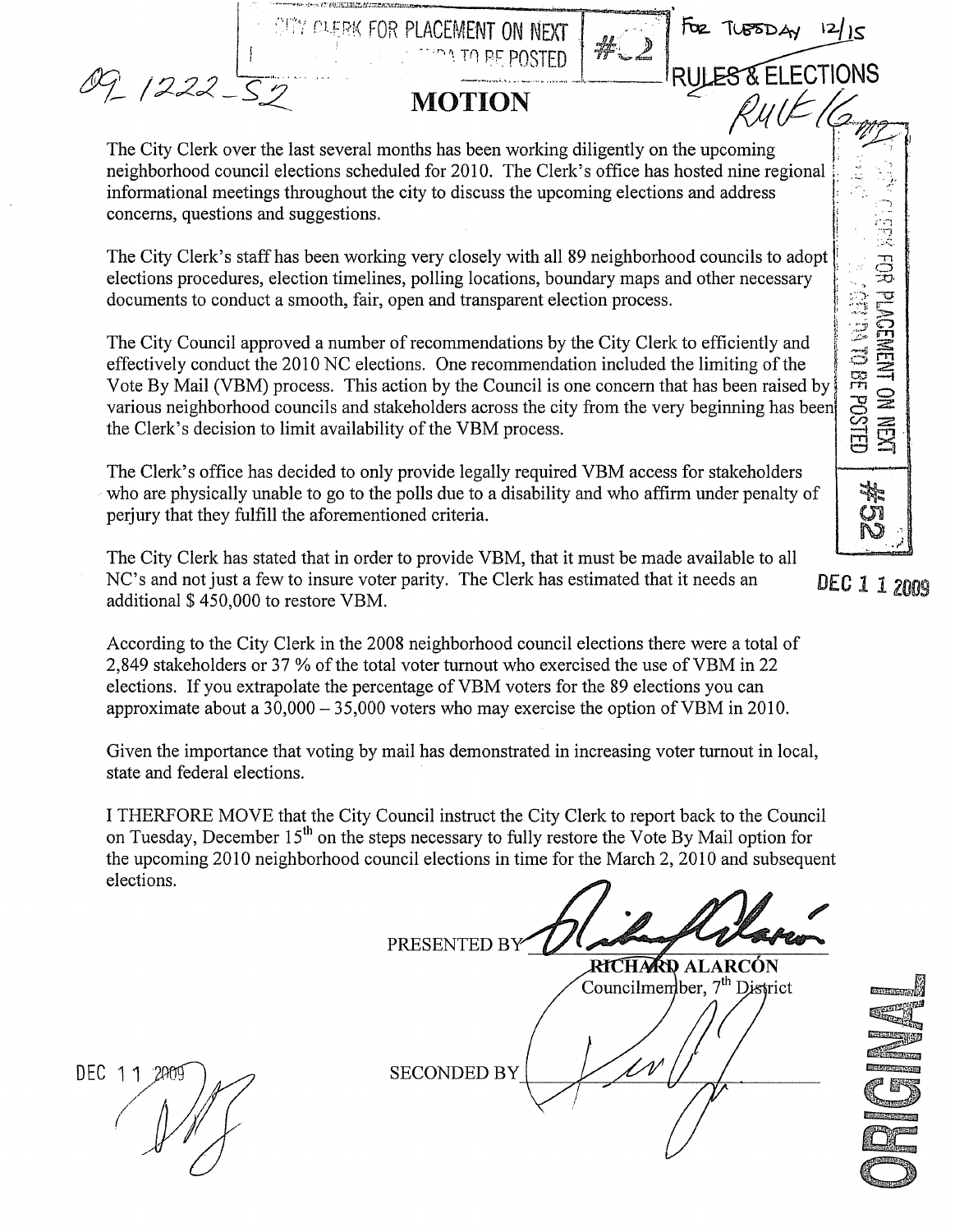CITY CLERK FOR PLACEMENT ON NEXT AGENDA TO BE POSTED #2

For TUESDAY 12/15

RULES & ELECTIONS

RULE 16

09-1222-S2

# MOTION

The City Clerk over the last several months has been working diligently on the upcoming neighborhood council elections scheduled for 2010. The Clerk's office has hosted nine regional informational meetings throughout the city to discuss the upcoming elections and address concerns, questions and suggestions.

The City Clerk's staff has been working very closely with all 89 neighborhood councils to adopt elections procedures, election timelines, polling locations, boundary maps and other necessary documents to conduct a smooth, fair, open and transparent election process.

The City Council approved a number of recommendations by the City Clerk to efficiently and effectively conduct the 2010 NC elections. One recommendation included the limiting of the Vote By Mail (VBM) process. This action by the Council is one concern that has been raised by various neighborhood councils and stakeholders across the city from the very beginning has been the Clerk's decision to limit availability of the VBM process.

The Clerk's office has decided to only provide legally required VBM access for stakeholders who are physically unable to go to the polls due to a disability and who affirm under penalty of perjury that they fulfill the aforementioned criteria.

The City Clerk has stated that in order to provide VBM, that it must be made available to all NC's and not just a few to insure voter parity. The Clerk has estimated that it needs an additional $ 450,000 to restore VBM.

According to the City Clerk in the 2008 neighborhood council elections there were a total of 2,849 stakeholders or 37 % of the total voter turnout who exercised the use of VBM in 22 elections. If you extrapolate the percentage of VBM voters for the 89 elections you can approximate about a 30,000 – 35,000 voters who may exercise the option of VBM in 2010.

Given the importance that voting by mail has demonstrated in increasing voter turnout in local, state and federal elections.

I THERFORE MOVE that the City Council instruct the City Clerk to report back to the Council on Tuesday, December 15th on the steps necessary to fully restore the Vote By Mail option for the upcoming 2010 neighborhood council elections in time for the March 2, 2010 and subsequent elections.

PRESENTED BY

RICHARD ALARCÓN
Councilmember, 7th District

SECONDED BY

DEC 11 2009

CITY CLERK FOR PLACEMENT ON NEXT AGENDA TO BE POSTED #52

DEC 11 2009

ORIGINAL